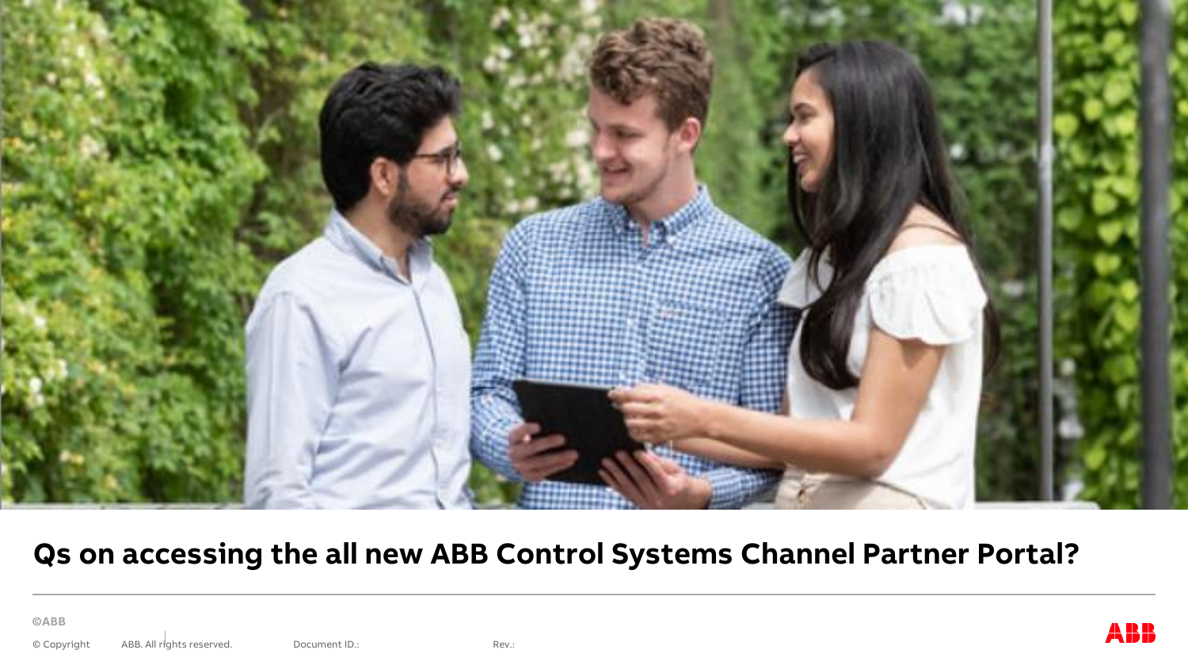# Qs on accessing the all new ABB Control Systems Channel Partner Portal?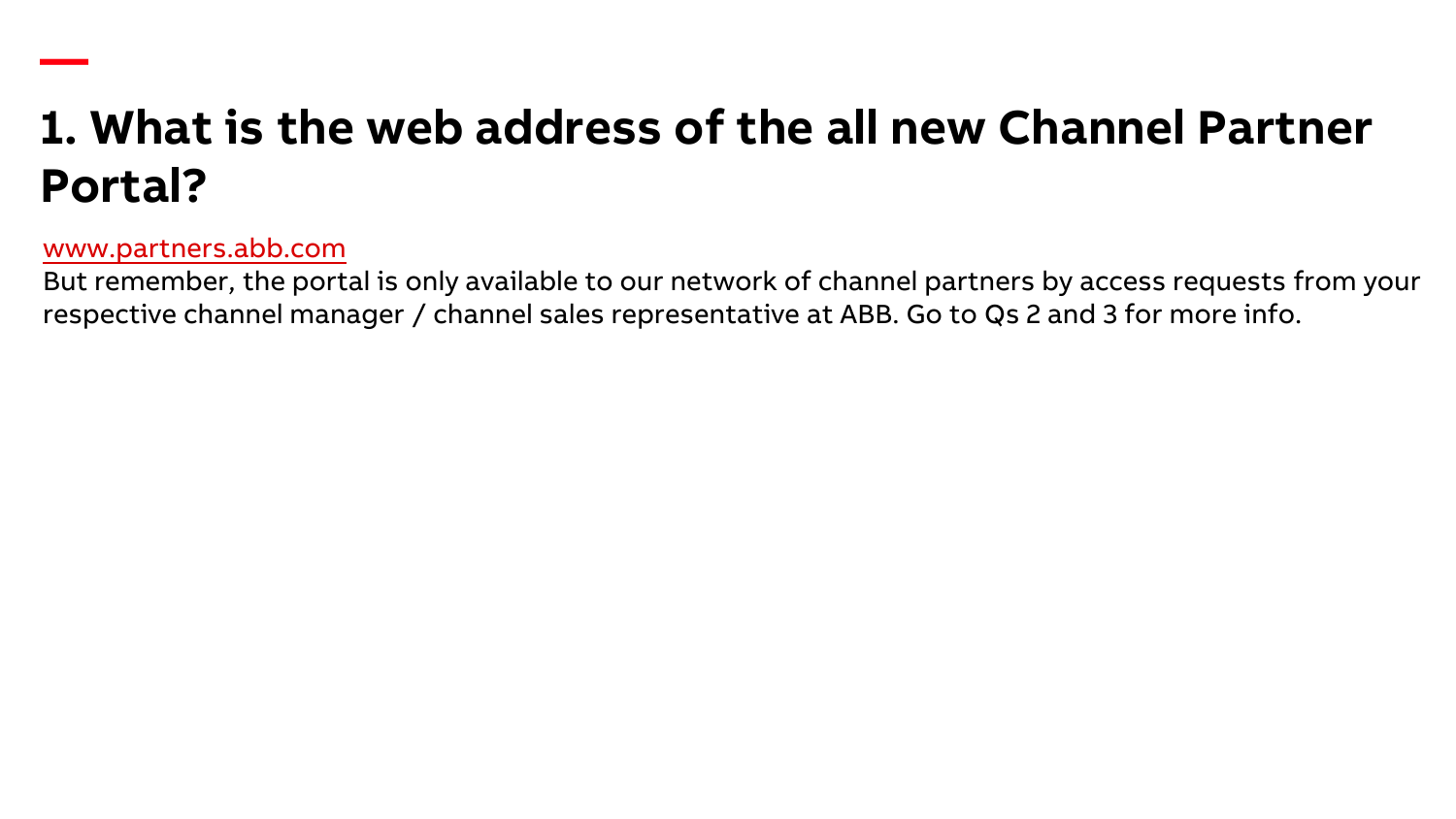# 1. What is the web address of the all new Channel Partner Portal?

[www.partners.abb.com](http://www.partners.abb.com)

But remember, the portal is only available to our network of channel partners by access requests from your respective channel manager / channel sales representative at ABB. Go to Qs 2 and 3 for more info.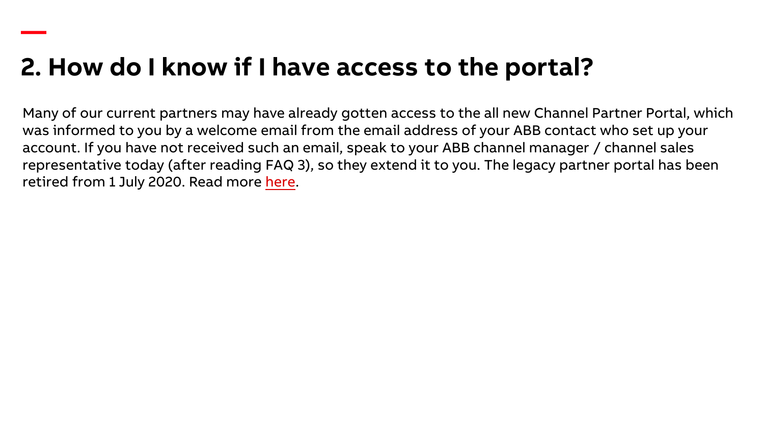## 2. How do I know if I have access to the portal?

Many of our current partners may have already gotten access to the all new Channel Partner Portal, which was informed to you by a welcome email from the email address of your ABB contact who set up your account. If you have not received such an email, speak to your ABB channel manager / channel sales representative today (after reading FAQ 3), so they extend it to you. The legacy partner portal has been retired from 1 July 2020. Read more here.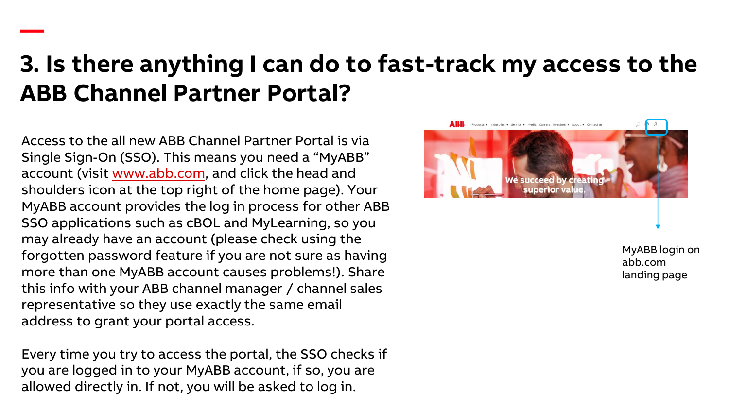# 3. Is there anything I can do to fast-track my access to the ABB Channel Partner Portal?

Access to the all new ABB Channel Partner Portal is via Single Sign-On (SSO). This means you need a "MyABB" account (visit www.abb.com, and click the head and shoulders icon at the top right of the home page). Your MyABB account provides the log in process for other ABB SSO applications such as cBOL and MyLearning, so you may already have an account (please check using the forgotten password feature if you are not sure as having more than one MyABB account causes problems!). Share this info with your ABB channel manager / channel sales representative so they use exactly the same email address to grant your portal access.

Every time you try to access the portal, the SSO checks if you are logged in to your MyABB account, if so, you are allowed directly in. If not, you will be asked to log in.

MyABB login on abb.com landing page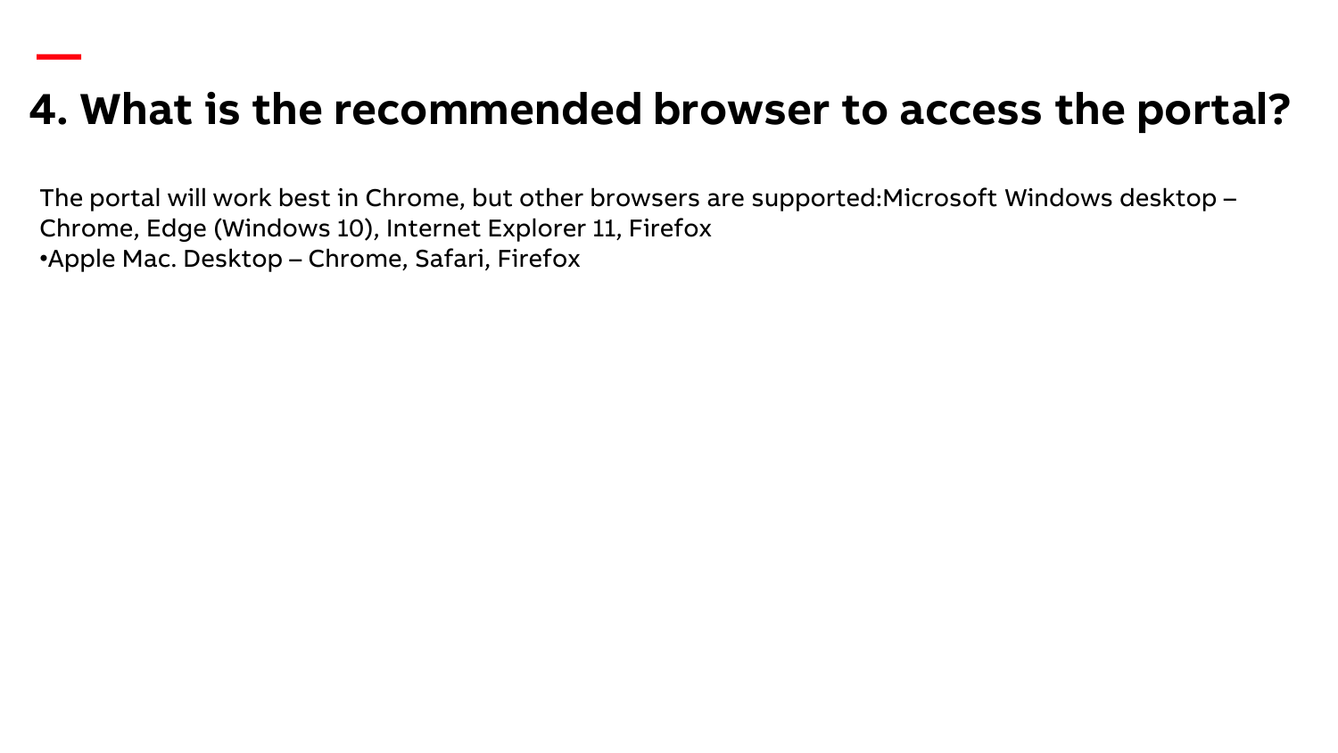# 4. What is the recommended browser to access the portal?

The portal will work best in Chrome, but other browsers are supported:Microsoft Windows desktop – Chrome, Edge (Windows 10), Internet Explorer 11, Firefox
•Apple Mac. Desktop – Chrome, Safari, Firefox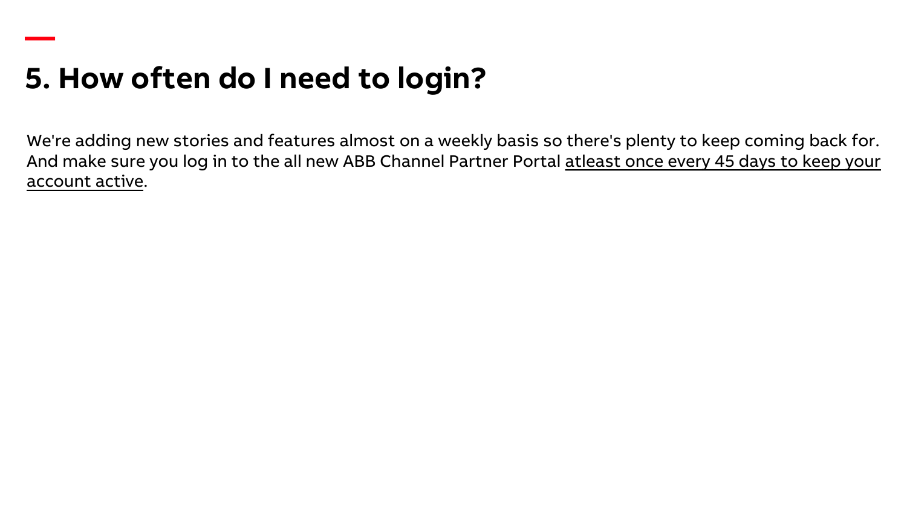# 5. How often do I need to login?

We're adding new stories and features almost on a weekly basis so there's plenty to keep coming back for. And make sure you log in to the all new ABB Channel Partner Portal <u>atleast once every 45 days to keep your account active</u>.